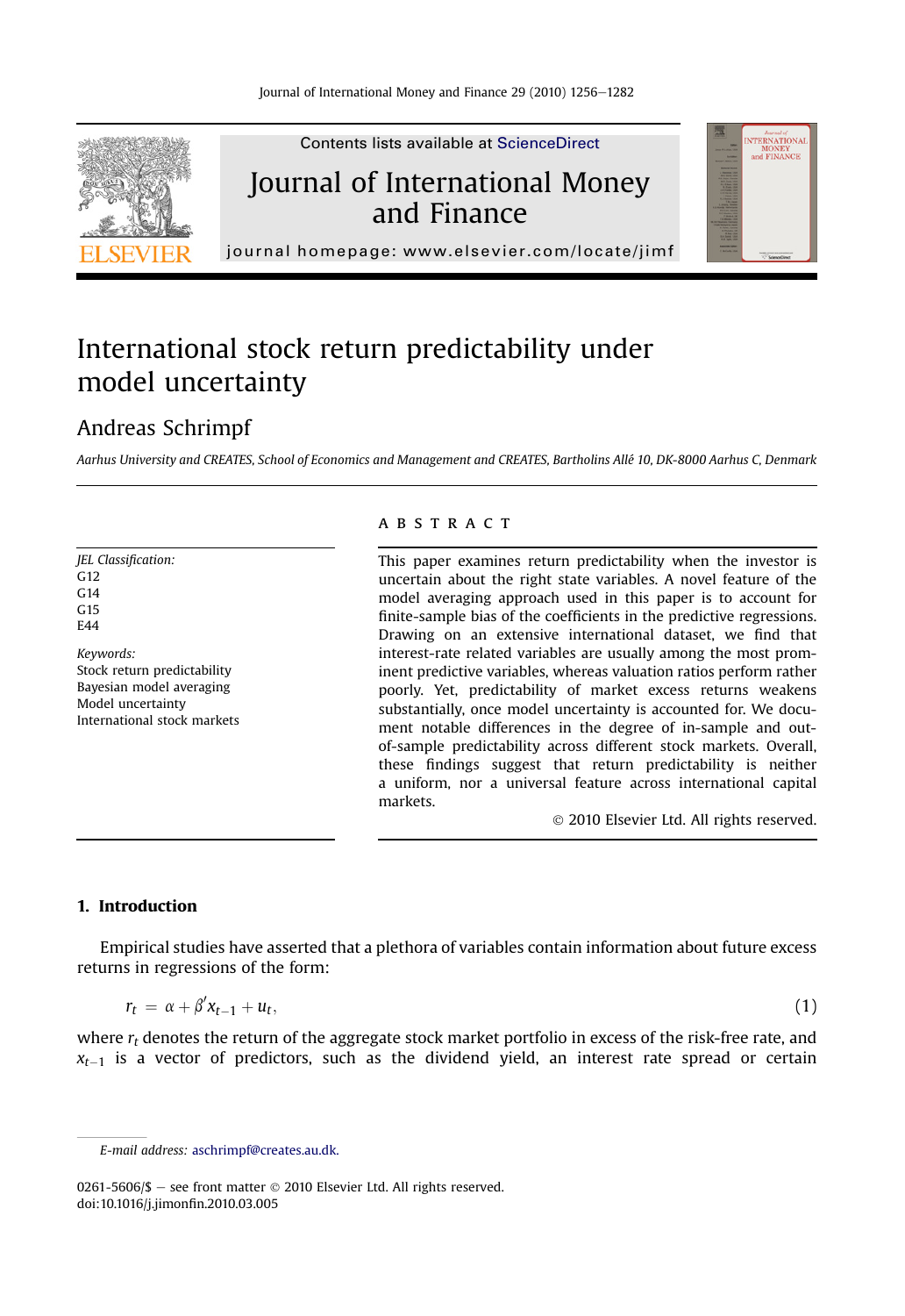# International stock return predictability under model uncertainty

## Andreas Schrimpf

*Aarhus University and CREATES, School of Economics and Management and CREATES, Bartholins Allé 10, DK-8000 Aarhus C, Denmark*

*JEL Classification:*
G12
G14
G15
E44

*Keywords:*
Stock return predictability
Bayesian model averaging
Model uncertainty
International stock markets

## ABSTRACT

This paper examines return predictability when the investor is uncertain about the right state variables. A novel feature of the model averaging approach used in this paper is to account for finite-sample bias of the coefficients in the predictive regressions. Drawing on an extensive international dataset, we find that interest-rate related variables are usually among the most prominent predictive variables, whereas valuation ratios perform rather poorly. Yet, predictability of market excess returns weakens substantially, once model uncertainty is accounted for. We document notable differences in the degree of in-sample and out-of-sample predictability across different stock markets. Overall, these findings suggest that return predictability is neither a uniform, nor a universal feature across international capital markets.

© 2010 Elsevier Ltd. All rights reserved.

## 1. Introduction

Empirical studies have asserted that a plethora of variables contain information about future excess returns in regressions of the form:

$$r_t = \alpha + \beta' x_{t-1} + u_t, \tag{1}$$

where $r_t$ denotes the return of the aggregate stock market portfolio in excess of the risk-free rate, and $x_{t-1}$ is a vector of predictors, such as the dividend yield, an interest rate spread or certain

*E-mail address:* aschrimpf@creates.au.dk.

0261-5606/$ – see front matter © 2010 Elsevier Ltd. All rights reserved.
doi:10.1016/j.jimonfin.2010.03.005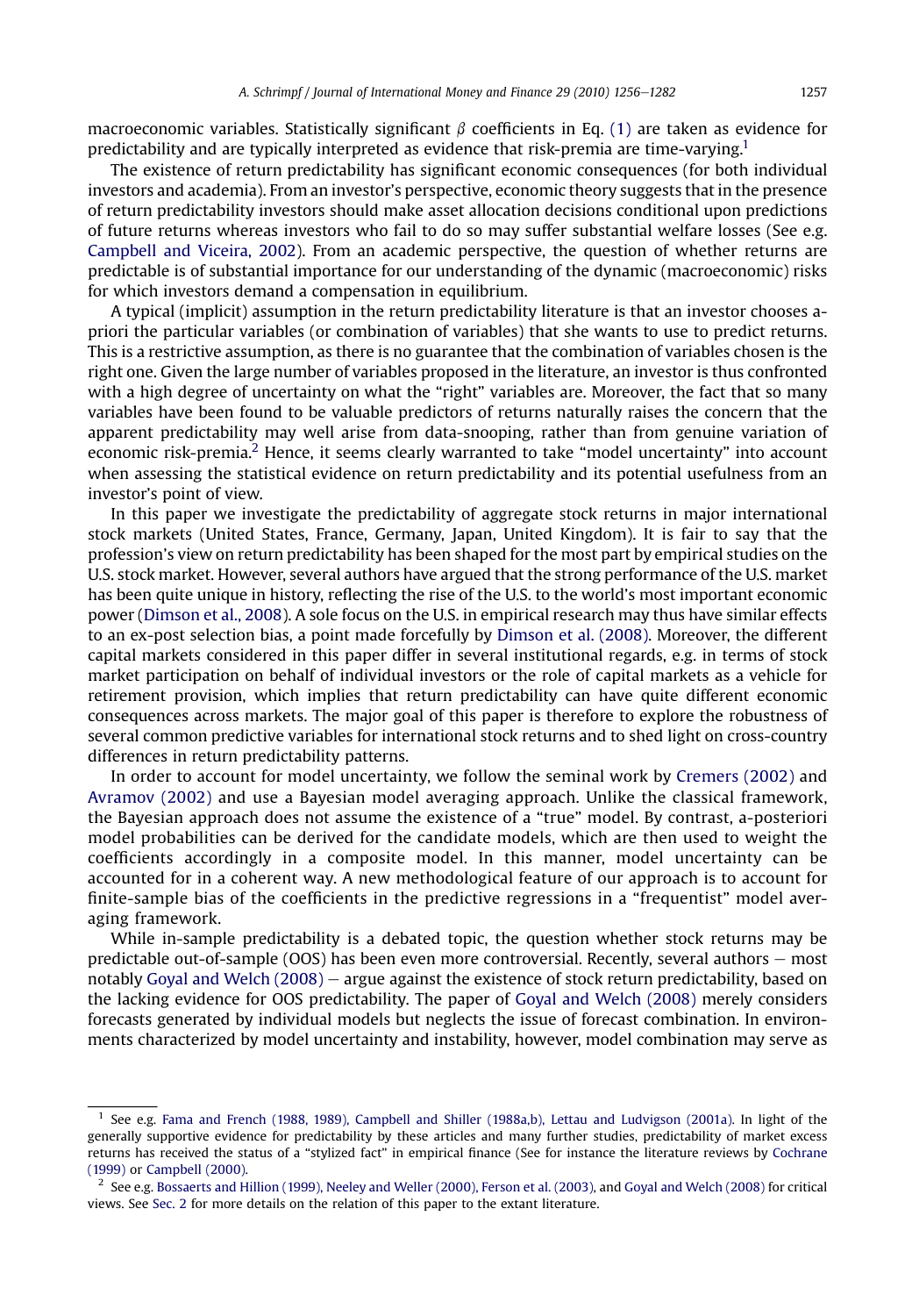macroeconomic variables. Statistically significant $\beta$ coefficients in Eq. (1) are taken as evidence for predictability and are typically interpreted as evidence that risk-premia are time-varying.[1]

The existence of return predictability has significant economic consequences (for both individual investors and academia). From an investor's perspective, economic theory suggests that in the presence of return predictability investors should make asset allocation decisions conditional upon predictions of future returns whereas investors who fail to do so may suffer substantial welfare losses (See e.g. Campbell and Viceira, 2002). From an academic perspective, the question of whether returns are predictable is of substantial importance for our understanding of the dynamic (macroeconomic) risks for which investors demand a compensation in equilibrium.

A typical (implicit) assumption in the return predictability literature is that an investor chooses a-priori the particular variables (or combination of variables) that she wants to use to predict returns. This is a restrictive assumption, as there is no guarantee that the combination of variables chosen is the right one. Given the large number of variables proposed in the literature, an investor is thus confronted with a high degree of uncertainty on what the "right" variables are. Moreover, the fact that so many variables have been found to be valuable predictors of returns naturally raises the concern that the apparent predictability may well arise from data-snooping, rather than from genuine variation of economic risk-premia.[2] Hence, it seems clearly warranted to take "model uncertainty" into account when assessing the statistical evidence on return predictability and its potential usefulness from an investor's point of view.

In this paper we investigate the predictability of aggregate stock returns in major international stock markets (United States, France, Germany, Japan, United Kingdom). It is fair to say that the profession's view on return predictability has been shaped for the most part by empirical studies on the U.S. stock market. However, several authors have argued that the strong performance of the U.S. market has been quite unique in history, reflecting the rise of the U.S. to the world's most important economic power (Dimson et al., 2008). A sole focus on the U.S. in empirical research may thus have similar effects to an ex-post selection bias, a point made forcefully by Dimson et al. (2008). Moreover, the different capital markets considered in this paper differ in several institutional regards, e.g. in terms of stock market participation on behalf of individual investors or the role of capital markets as a vehicle for retirement provision, which implies that return predictability can have quite different economic consequences across markets. The major goal of this paper is therefore to explore the robustness of several common predictive variables for international stock returns and to shed light on cross-country differences in return predictability patterns.

In order to account for model uncertainty, we follow the seminal work by Cremers (2002) and Avramov (2002) and use a Bayesian model averaging approach. Unlike the classical framework, the Bayesian approach does not assume the existence of a "true" model. By contrast, a-posteriori model probabilities can be derived for the candidate models, which are then used to weight the coefficients accordingly in a composite model. In this manner, model uncertainty can be accounted for in a coherent way. A new methodological feature of our approach is to account for finite-sample bias of the coefficients in the predictive regressions in a "frequentist" model averaging framework.

While in-sample predictability is a debated topic, the question whether stock returns may be predictable out-of-sample (OOS) has been even more controversial. Recently, several authors – most notably Goyal and Welch (2008) – argue against the existence of stock return predictability, based on the lacking evidence for OOS predictability. The paper of Goyal and Welch (2008) merely considers forecasts generated by individual models but neglects the issue of forecast combination. In environments characterized by model uncertainty and instability, however, model combination may serve as

---

[1] See e.g. Fama and French (1988, 1989), Campbell and Shiller (1988a,b), Lettau and Ludvigson (2001a). In light of the generally supportive evidence for predictability by these articles and many further studies, predictability of market excess returns has received the status of a "stylized fact" in empirical finance (See for instance the literature reviews by Cochrane (1999) or Campbell (2000).

[2] See e.g. Bossaerts and Hillion (1999), Neeley and Weller (2000), Ferson et al. (2003), and Goyal and Welch (2008) for critical views. See Sec. 2 for more details on the relation of this paper to the extant literature.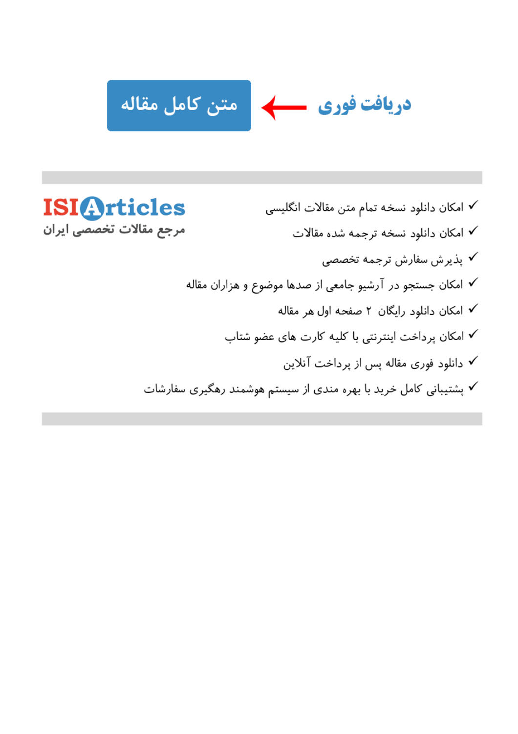دریافت فوری ← **متن کامل مقاله**

**ISIArticles**
مرجع مقالات تخصصی ایران

- ✓ امکان دانلود نسخه تمام متن مقالات انگلیسی
- ✓ امکان دانلود نسخه ترجمه شده مقالات
- ✓ پذیرش سفارش ترجمه تخصصی
- ✓ امکان جستجو در آرشیو جامعی از صدها موضوع و هزاران مقاله
- ✓ امکان دانلود رایگان ۲ صفحه اول هر مقاله
- ✓ امکان پرداخت اینترنتی با کلیه کارت های عضو شتاب
- ✓ دانلود فوری مقاله پس از پرداخت آنلاین
- ✓ پشتیبانی کامل خرید با بهره مندی از سیستم هوشمند رهگیری سفارشات